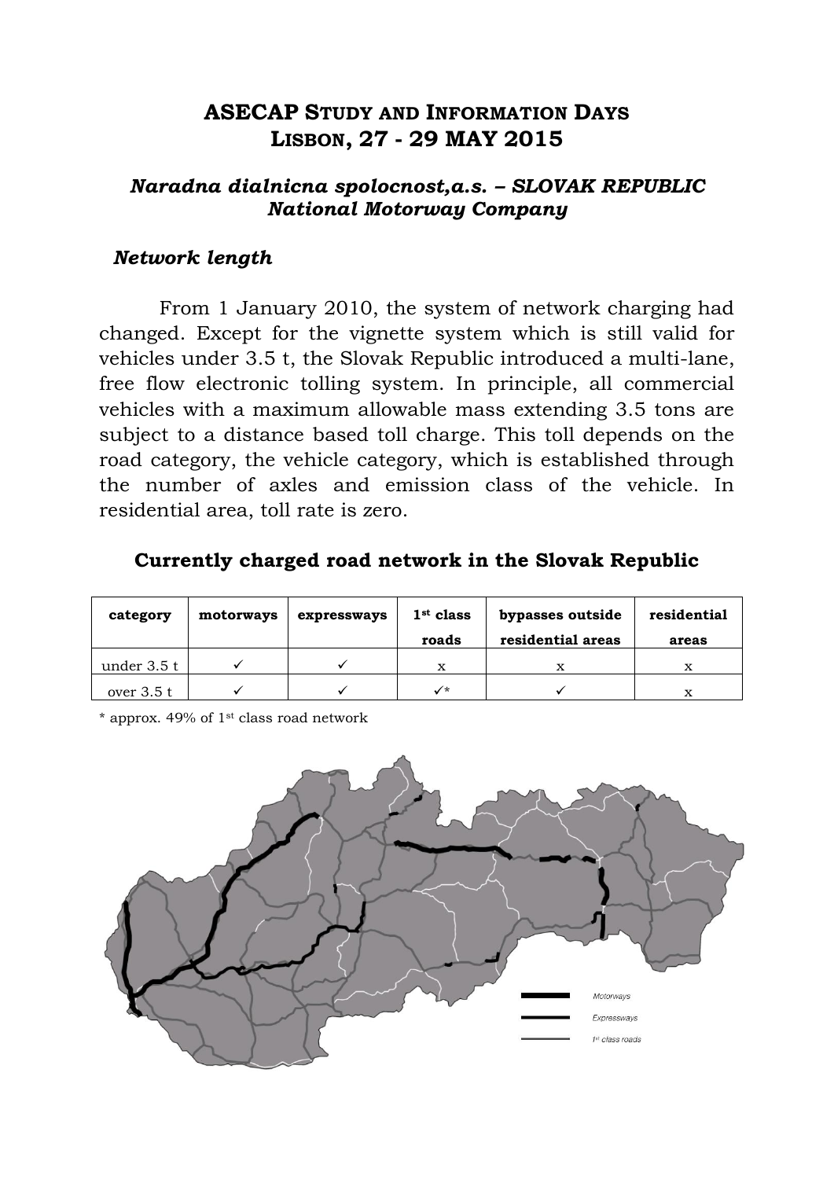# ASECAP Study and Information Days
# Lisbon, 27 - 29 May 2015

### *Naradna dialnicna spolocnost,a.s. – SLOVAK REPUBLIC*
### *National Motorway Company*

## *Network length*

From 1 January 2010, the system of network charging had changed. Except for the vignette system which is still valid for vehicles under 3.5 t, the Slovak Republic introduced a multi-lane, free flow electronic tolling system. In principle, all commercial vehicles with a maximum allowable mass extending 3.5 tons are subject to a distance based toll charge. This toll depends on the road category, the vehicle category, which is established through the number of axles and emission class of the vehicle. In residential area, toll rate is zero.

### Currently charged road network in the Slovak Republic

| category | motorways | expressways | 1st class roads | bypasses outside residential areas | residential areas |
|---|---|---|---|---|---|
| under 3.5 t | ✓ | ✓ | x | x | x |
| over 3.5 t | ✓ | ✓ | ✓* | ✓ | x |

* approx. 49% of 1st class road network

Motorways

Expressways

1st class roads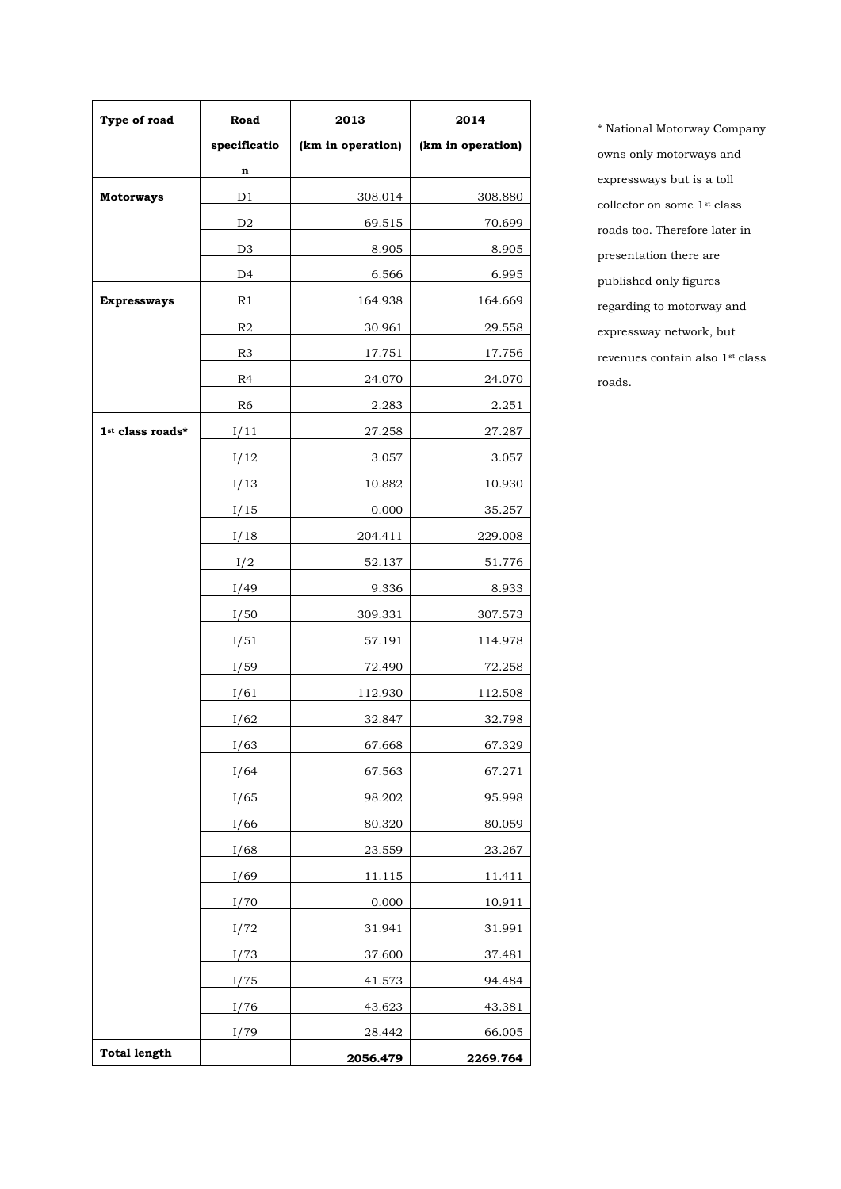| Type of road | Road specification | 2013 (km in operation) | 2014 (km in operation) |
|---|---|---|---|
| **Motorways** | D1 | 308.014 | 308.880 |
| | D2 | 69.515 | 70.699 |
| | D3 | 8.905 | 8.905 |
| | D4 | 6.566 | 6.995 |
| **Expressways** | R1 | 164.938 | 164.669 |
| | R2 | 30.961 | 29.558 |
| | R3 | 17.751 | 17.756 |
| | R4 | 24.070 | 24.070 |
| | R6 | 2.283 | 2.251 |
| **1st class roads*** | I/11 | 27.258 | 27.287 |
| | I/12 | 3.057 | 3.057 |
| | I/13 | 10.882 | 10.930 |
| | I/15 | 0.000 | 35.257 |
| | I/18 | 204.411 | 229.008 |
| | I/2 | 52.137 | 51.776 |
| | I/49 | 9.336 | 8.933 |
| | I/50 | 309.331 | 307.573 |
| | I/51 | 57.191 | 114.978 |
| | I/59 | 72.490 | 72.258 |
| | I/61 | 112.930 | 112.508 |
| | I/62 | 32.847 | 32.798 |
| | I/63 | 67.668 | 67.329 |
| | I/64 | 67.563 | 67.271 |
| | I/65 | 98.202 | 95.998 |
| | I/66 | 80.320 | 80.059 |
| | I/68 | 23.559 | 23.267 |
| | I/69 | 11.115 | 11.411 |
| | I/70 | 0.000 | 10.911 |
| | I/72 | 31.941 | 31.991 |
| | I/73 | 37.600 | 37.481 |
| | I/75 | 41.573 | 94.484 |
| | I/76 | 43.623 | 43.381 |
| | I/79 | 28.442 | 66.005 |
| **Total length** | | **2056.479** | **2269.764** |

* National Motorway Company owns only motorways and expressways but is a toll collector on some 1st class roads too. Therefore later in presentation there are published only figures regarding to motorway and expressway network, but revenues contain also 1st class roads.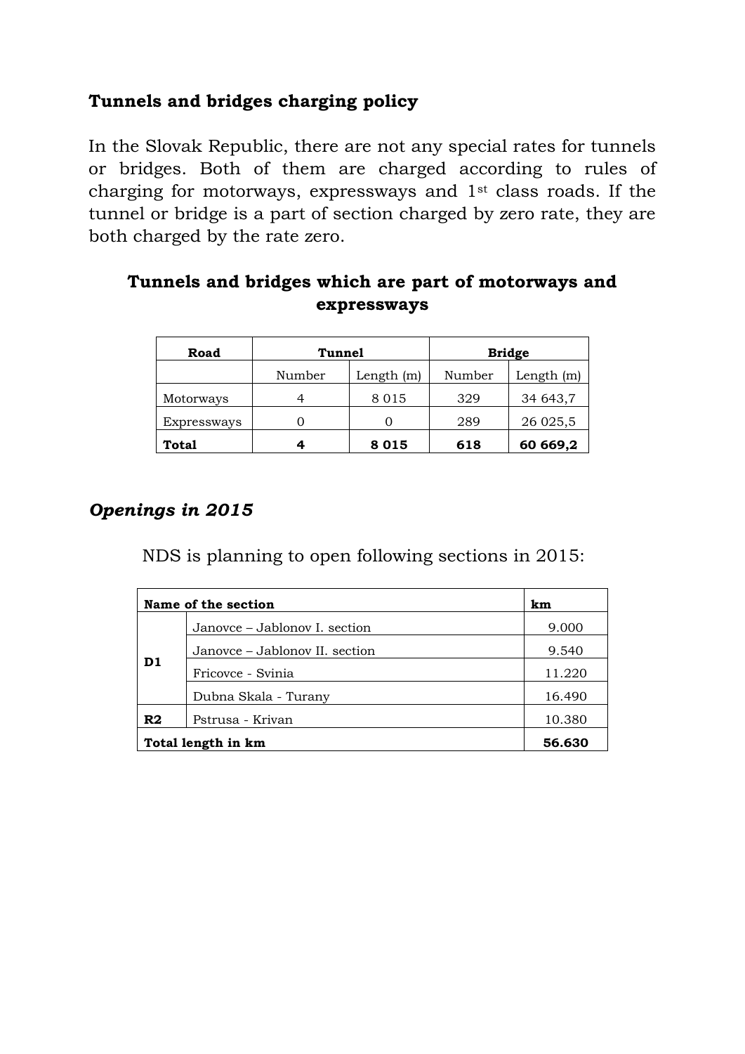## Tunnels and bridges charging policy

In the Slovak Republic, there are not any special rates for tunnels or bridges. Both of them are charged according to rules of charging for motorways, expressways and 1st class roads. If the tunnel or bridge is a part of section charged by zero rate, they are both charged by the rate zero.

### Tunnels and bridges which are part of motorways and expressways

| Road | Tunnel | | Bridge | |
|---|---|---|---|---|
| | Number | Length (m) | Number | Length (m) |
| Motorways | 4 | 8 015 | 329 | 34 643,7 |
| Expressways | 0 | 0 | 289 | 26 025,5 |
| **Total** | **4** | **8 015** | **618** | **60 669,2** |

### *Openings in 2015*

NDS is planning to open following sections in 2015:

| Name of the section | | km |
|---|---|---|
| D1 | Janovce – Jablonov I. section | 9.000 |
| | Janovce – Jablonov II. section | 9.540 |
| | Fricovce - Svinia | 11.220 |
| | Dubna Skala - Turany | 16.490 |
| R2 | Pstrusa - Krivan | 10.380 |
| **Total length in km** | | **56.630** |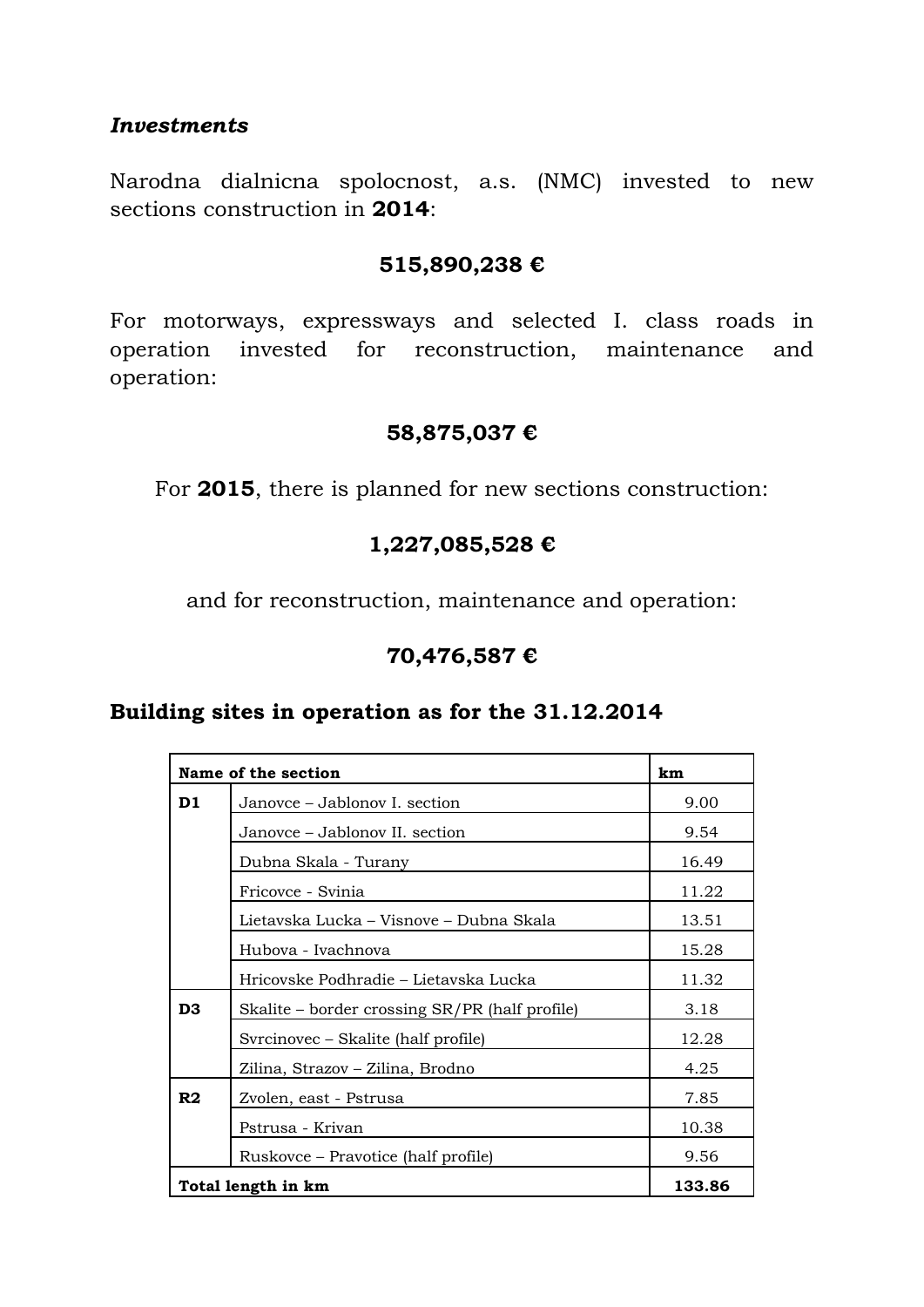***Investments***

Narodna dialnicna spolocnost, a.s. (NMC) invested to new sections construction in **2014**:

**515,890,238 €**

For motorways, expressways and selected I. class roads in operation invested for reconstruction, maintenance and operation:

**58,875,037 €**

For **2015**, there is planned for new sections construction:

**1,227,085,528 €**

and for reconstruction, maintenance and operation:

**70,476,587 €**

## Building sites in operation as for the 31.12.2014

| **Name of the section** | | **km** |
|---|---|---|
| **D1** | Janovce – Jablonov I. section | 9.00 |
| | Janovce – Jablonov II. section | 9.54 |
| | Dubna Skala - Turany | 16.49 |
| | Fricovce - Svinia | 11.22 |
| | Lietavska Lucka – Visnove – Dubna Skala | 13.51 |
| | Hubova - Ivachnova | 15.28 |
| | Hricovske Podhradie – Lietavska Lucka | 11.32 |
| **D3** | Skalite – border crossing SR/PR (half profile) | 3.18 |
| | Svrcinovec – Skalite (half profile) | 12.28 |
| | Zilina, Strazov – Zilina, Brodno | 4.25 |
| **R2** | Zvolen, east - Pstrusa | 7.85 |
| | Pstrusa - Krivan | 10.38 |
| | Ruskovce – Pravotice (half profile) | 9.56 |
| **Total length in km** | | **133.86** |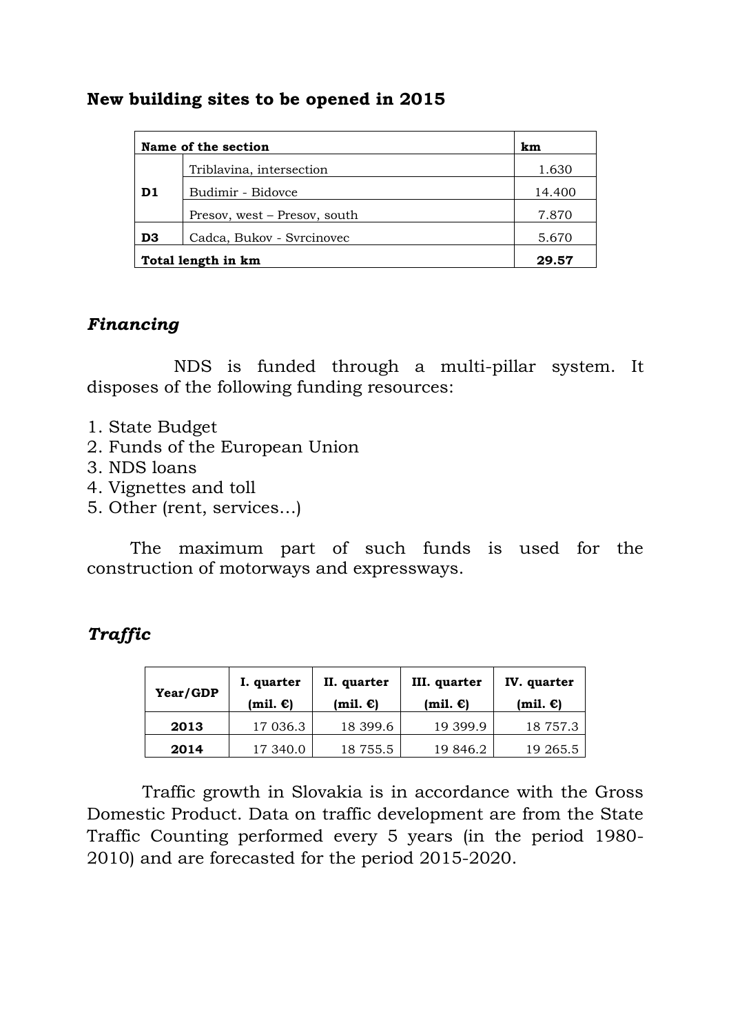### **New building sites to be opened in 2015**

| Name of the section | | km |
|---|---|---|
| D1 | Triblavina, intersection | 1.630 |
| | Budimir - Bidovce | 14.400 |
| | Presov, west – Presov, south | 7.870 |
| D3 | Cadca, Bukov - Svrcinovec | 5.670 |
| **Total length in km** | | **29.57** |

### ***Financing***

NDS is funded through a multi-pillar system. It disposes of the following funding resources:

1. State Budget
2. Funds of the European Union
3. NDS loans
4. Vignettes and toll
5. Other (rent, services…)

The maximum part of such funds is used for the construction of motorways and expressways.

### ***Traffic***

| Year/GDP | I. quarter (mil. €) | II. quarter (mil. €) | III. quarter (mil. €) | IV. quarter (mil. €) |
|---|---|---|---|---|
| **2013** | 17 036.3 | 18 399.6 | 19 399.9 | 18 757.3 |
| **2014** | 17 340.0 | 18 755.5 | 19 846.2 | 19 265.5 |

Traffic growth in Slovakia is in accordance with the Gross Domestic Product. Data on traffic development are from the State Traffic Counting performed every 5 years (in the period 1980-2010) and are forecasted for the period 2015-2020.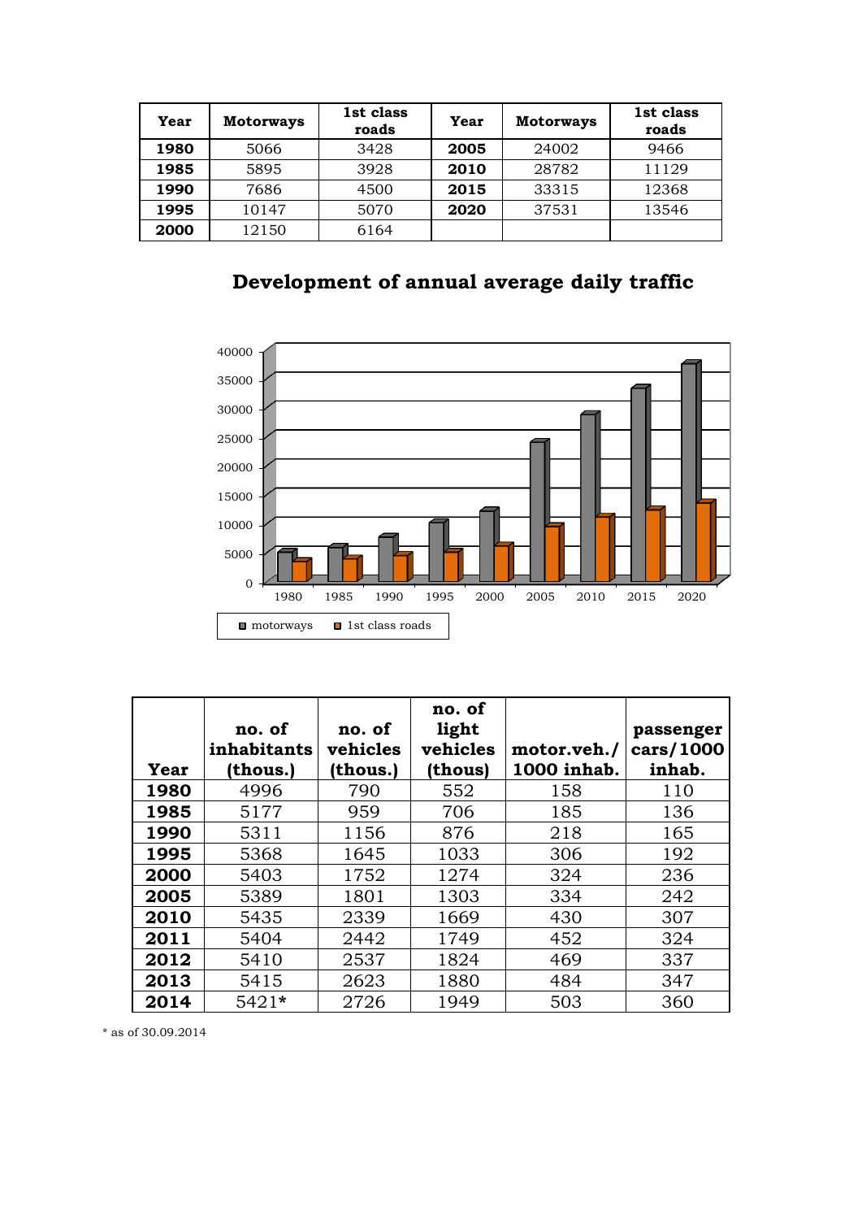| Year | Motorways | 1st class roads | Year | Motorways | 1st class roads |
|---|---|---|---|---|---|
| **1980** | 5066 | 3428 | **2005** | 24002 | 9466 |
| **1985** | 5895 | 3928 | **2010** | 28782 | 11129 |
| **1990** | 7686 | 4500 | **2015** | 33315 | 12368 |
| **1995** | 10147 | 5070 | **2020** | 37531 | 13546 |
| **2000** | 12150 | 6164 | | | |

## Development of annual average daily traffic

| Year | no. of inhabitants (thous.) | no. of vehicles (thous.) | no. of light vehicles (thous) | motor.veh./ 1000 inhab. | passenger cars/1000 inhab. |
|---|---|---|---|---|---|
| **1980** | 4996 | 790 | 552 | 158 | 110 |
| **1985** | 5177 | 959 | 706 | 185 | 136 |
| **1990** | 5311 | 1156 | 876 | 218 | 165 |
| **1995** | 5368 | 1645 | 1033 | 306 | 192 |
| **2000** | 5403 | 1752 | 1274 | 324 | 236 |
| **2005** | 5389 | 1801 | 1303 | 334 | 242 |
| **2010** | 5435 | 2339 | 1669 | 430 | 307 |
| **2011** | 5404 | 2442 | 1749 | 452 | 324 |
| **2012** | 5410 | 2537 | 1824 | 469 | 337 |
| **2013** | 5415 | 2623 | 1880 | 484 | 347 |
| **2014** | 5421* | 2726 | 1949 | 503 | 360 |

* as of 30.09.2014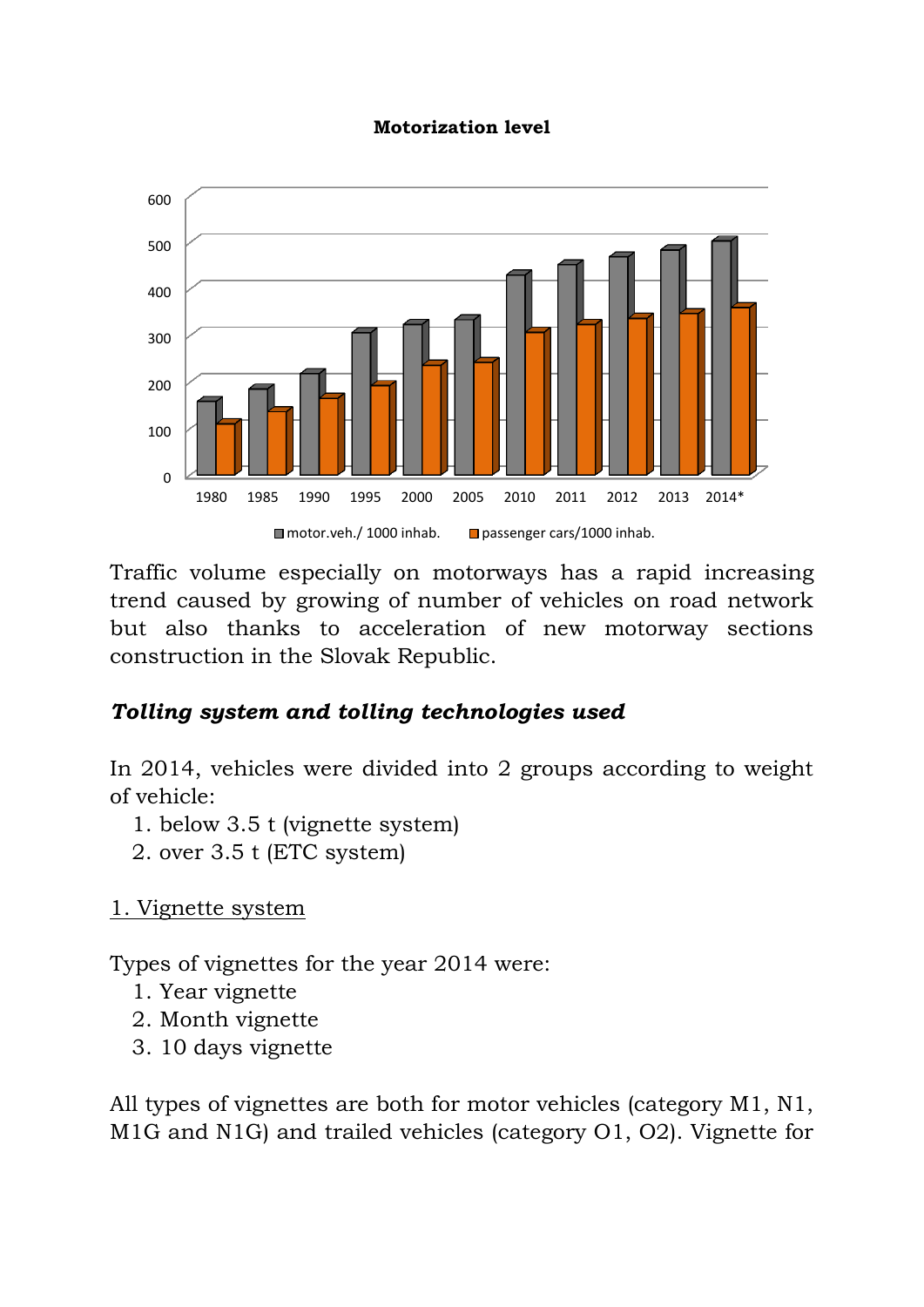**Motorization level**

Traffic volume especially on motorways has a rapid increasing trend caused by growing of number of vehicles on road network but also thanks to acceleration of new motorway sections construction in the Slovak Republic.

## *Tolling system and tolling technologies used*

In 2014, vehicles were divided into 2 groups according to weight of vehicle:

1. below 3.5 t (vignette system)
2. over 3.5 t (ETC system)

1. Vignette system

Types of vignettes for the year 2014 were:

1. Year vignette
2. Month vignette
3. 10 days vignette

All types of vignettes are both for motor vehicles (category M1, N1, M1G and N1G) and trailed vehicles (category O1, O2). Vignette for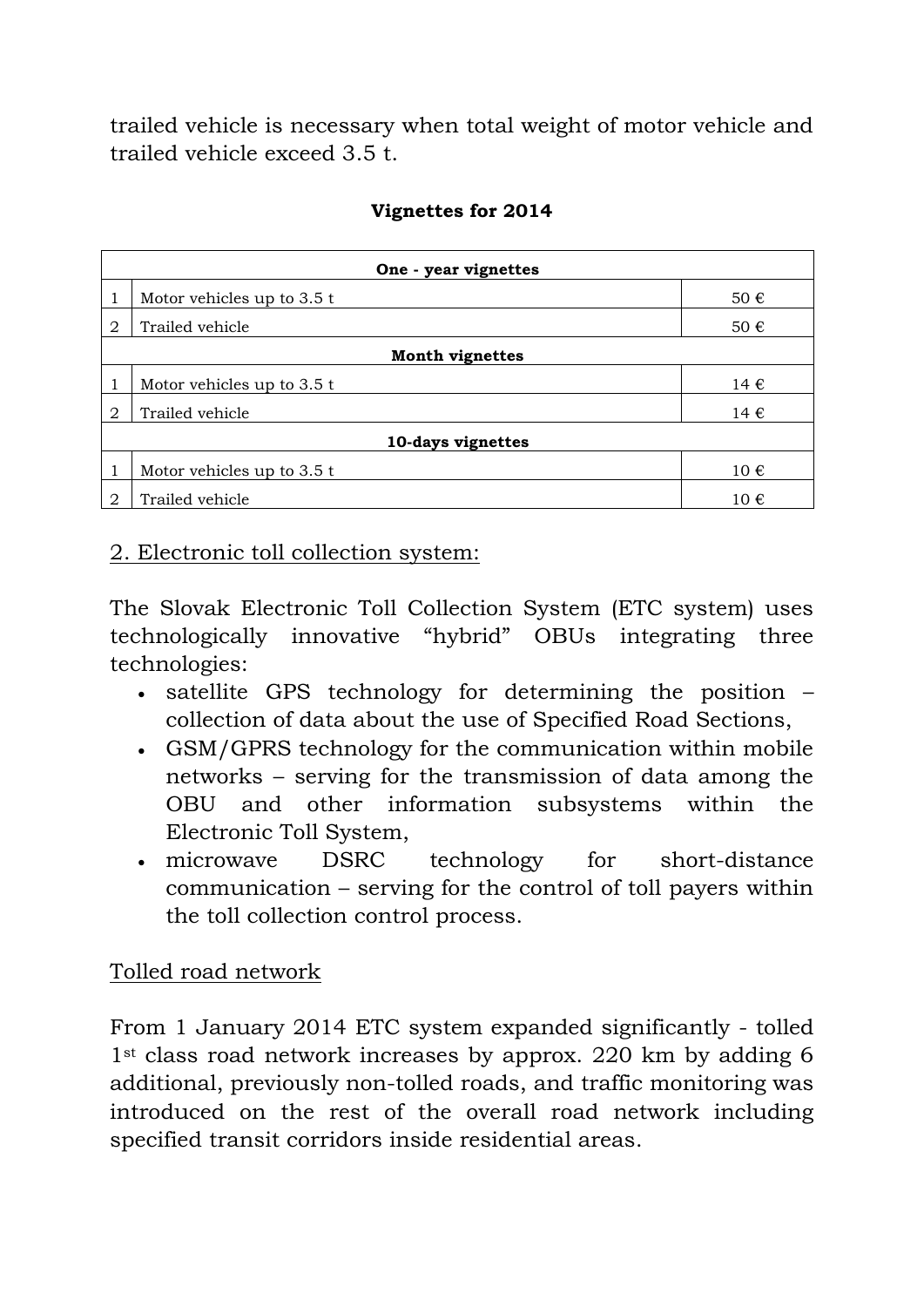trailed vehicle is necessary when total weight of motor vehicle and trailed vehicle exceed 3.5 t.

**Vignettes for 2014**

| | **One - year vignettes** | |
|---|---|---|
| 1 | Motor vehicles up to 3.5 t | 50 € |
| 2 | Trailed vehicle | 50 € |
| | **Month vignettes** | |
| 1 | Motor vehicles up to 3.5 t | 14 € |
| 2 | Trailed vehicle | 14 € |
| | **10-days vignettes** | |
| 1 | Motor vehicles up to 3.5 t | 10 € |
| 2 | Trailed vehicle | 10 € |

2. Electronic toll collection system:

The Slovak Electronic Toll Collection System (ETC system) uses technologically innovative "hybrid" OBUs integrating three technologies:

- satellite GPS technology for determining the position – collection of data about the use of Specified Road Sections,
- GSM/GPRS technology for the communication within mobile networks – serving for the transmission of data among the OBU and other information subsystems within the Electronic Toll System,
- microwave DSRC technology for short-distance communication – serving for the control of toll payers within the toll collection control process.

Tolled road network

From 1 January 2014 ETC system expanded significantly - tolled 1st class road network increases by approx. 220 km by adding 6 additional, previously non-tolled roads, and traffic monitoring was introduced on the rest of the overall road network including specified transit corridors inside residential areas.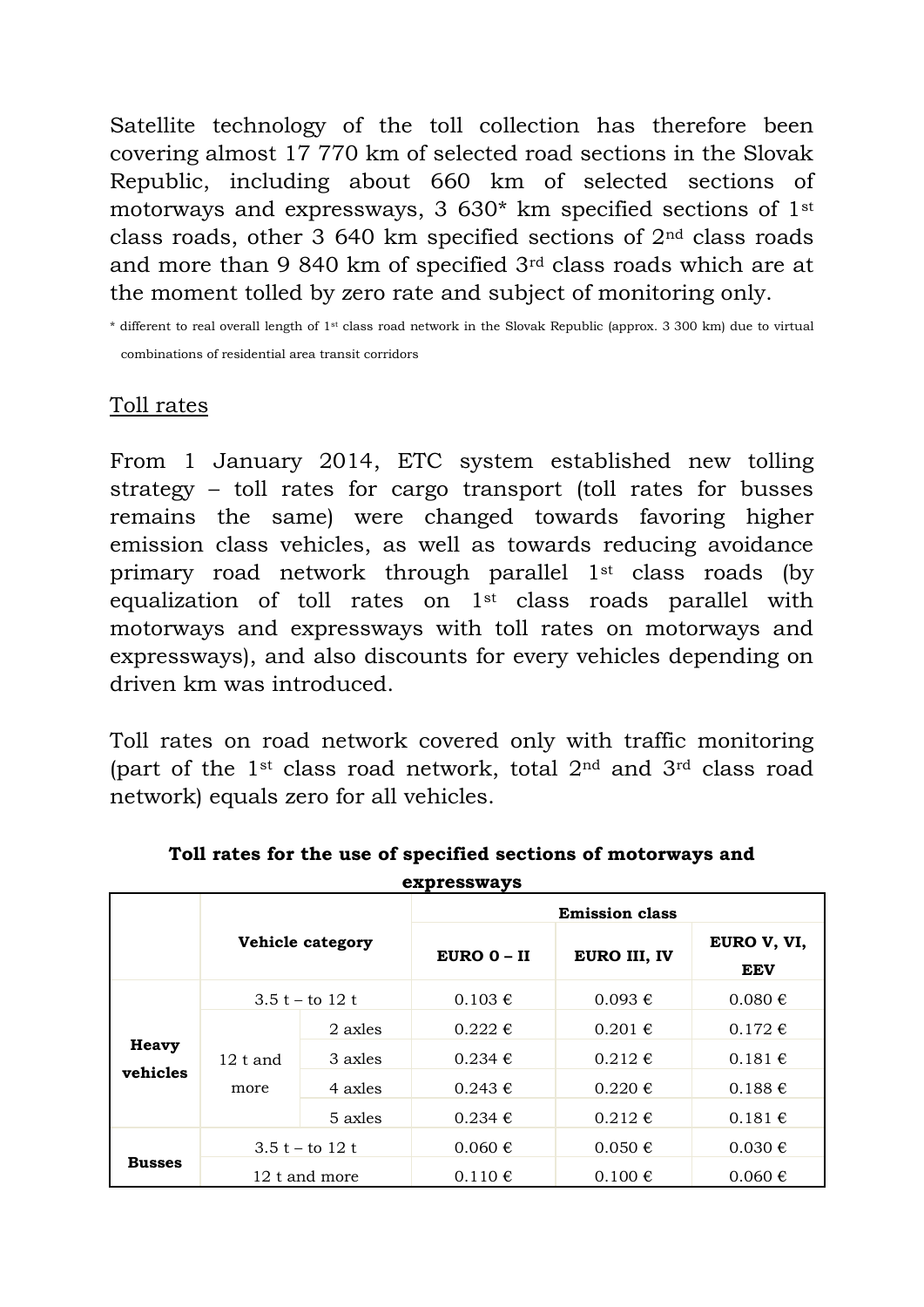Satellite technology of the toll collection has therefore been covering almost 17 770 km of selected road sections in the Slovak Republic, including about 660 km of selected sections of motorways and expressways, 3 630* km specified sections of 1st class roads, other 3 640 km specified sections of 2nd class roads and more than 9 840 km of specified 3rd class roads which are at the moment tolled by zero rate and subject of monitoring only.

\* different to real overall length of 1st class road network in the Slovak Republic (approx. 3 300 km) due to virtual combinations of residential area transit corridors

Toll rates

From 1 January 2014, ETC system established new tolling strategy – toll rates for cargo transport (toll rates for busses remains the same) were changed towards favoring higher emission class vehicles, as well as towards reducing avoidance primary road network through parallel 1st class roads (by equalization of toll rates on 1st class roads parallel with motorways and expressways with toll rates on motorways and expressways), and also discounts for every vehicles depending on driven km was introduced.

Toll rates on road network covered only with traffic monitoring (part of the 1st class road network, total 2nd and 3rd class road network) equals zero for all vehicles.

**Toll rates for the use of specified sections of motorways and expressways**

| | Vehicle category | | Emission class | | |
|---|---|---|---|---|---|
| | | | **EURO 0 – II** | **EURO III, IV** | **EURO V, VI, EEV** |
| **Heavy vehicles** | 3.5 t – to 12 t | | 0.103 € | 0.093 € | 0.080 € |
| | 12 t and more | 2 axles | 0.222 € | 0.201 € | 0.172 € |
| | | 3 axles | 0.234 € | 0.212 € | 0.181 € |
| | | 4 axles | 0.243 € | 0.220 € | 0.188 € |
| | | 5 axles | 0.234 € | 0.212 € | 0.181 € |
| **Busses** | 3.5 t – to 12 t | | 0.060 € | 0.050 € | 0.030 € |
| | 12 t and more | | 0.110 € | 0.100 € | 0.060 € |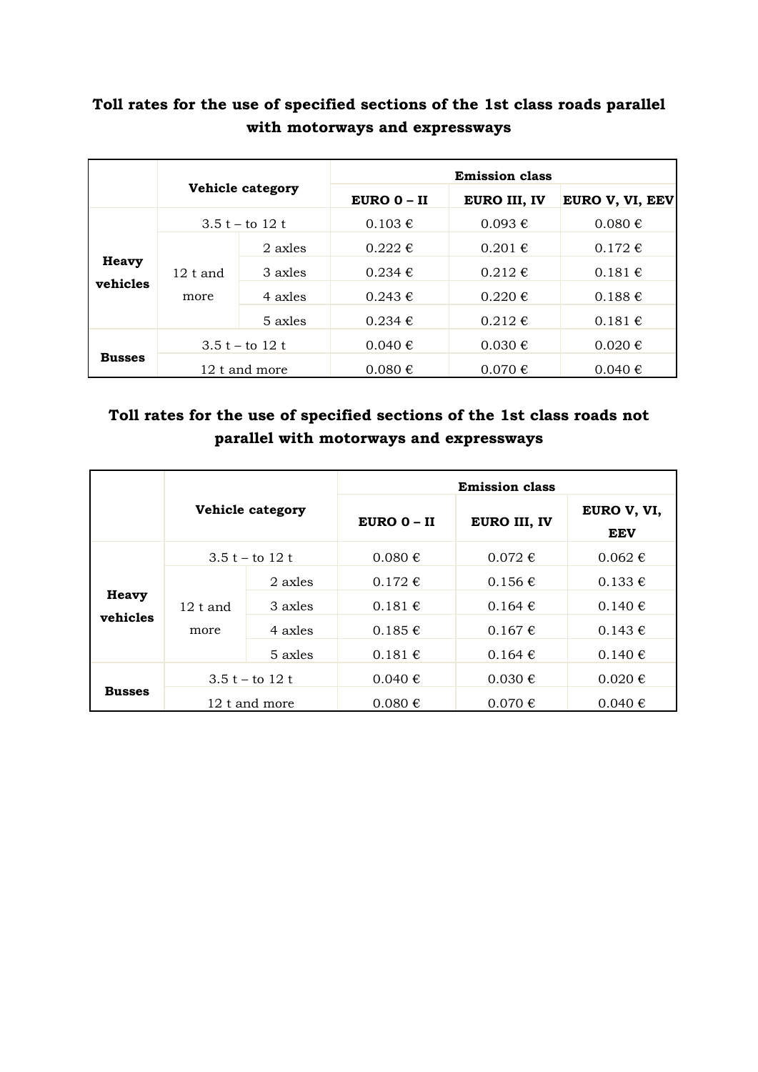**Toll rates for the use of specified sections of the 1st class roads parallel with motorways and expressways**

| | Vehicle category | | Emission class | | |
|---|---|---|---|---|---|
| | | | EURO 0 – II | EURO III, IV | EURO V, VI, EEV |
| Heavy vehicles | 3.5 t – to 12 t | | 0.103 € | 0.093 € | 0.080 € |
| | 12 t and more | 2 axles | 0.222 € | 0.201 € | 0.172 € |
| | | 3 axles | 0.234 € | 0.212 € | 0.181 € |
| | | 4 axles | 0.243 € | 0.220 € | 0.188 € |
| | | 5 axles | 0.234 € | 0.212 € | 0.181 € |
| Busses | 3.5 t – to 12 t | | 0.040 € | 0.030 € | 0.020 € |
| | 12 t and more | | 0.080 € | 0.070 € | 0.040 € |

**Toll rates for the use of specified sections of the 1st class roads not parallel with motorways and expressways**

| | Vehicle category | | Emission class | | |
|---|---|---|---|---|---|
| | | | EURO 0 – II | EURO III, IV | EURO V, VI, EEV |
| Heavy vehicles | 3.5 t – to 12 t | | 0.080 € | 0.072 € | 0.062 € |
| | 12 t and more | 2 axles | 0.172 € | 0.156 € | 0.133 € |
| | | 3 axles | 0.181 € | 0.164 € | 0.140 € |
| | | 4 axles | 0.185 € | 0.167 € | 0.143 € |
| | | 5 axles | 0.181 € | 0.164 € | 0.140 € |
| Busses | 3.5 t – to 12 t | | 0.040 € | 0.030 € | 0.020 € |
| | 12 t and more | | 0.080 € | 0.070 € | 0.040 € |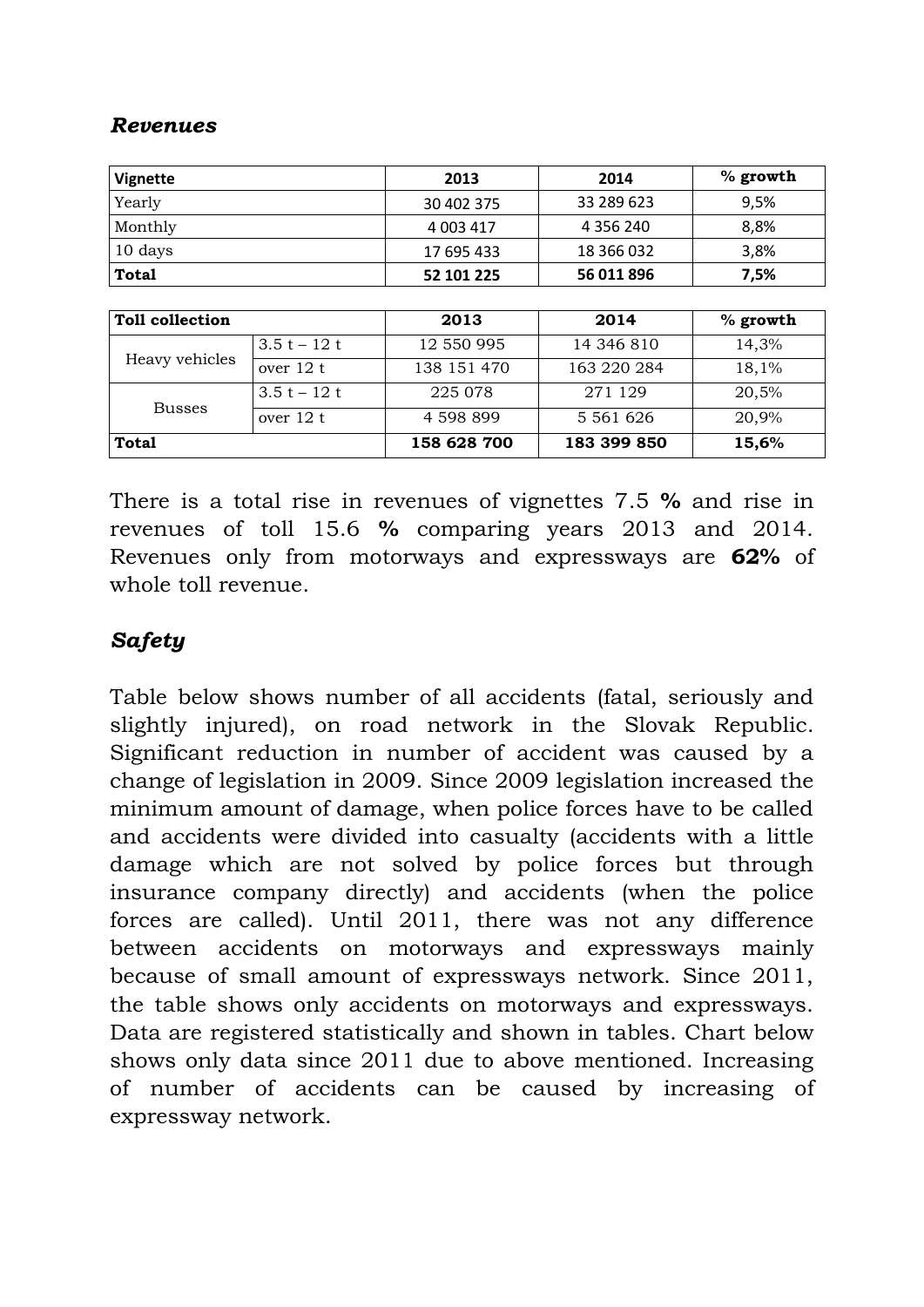## *Revenues*

| Vignette | 2013 | 2014 | % growth |
|---|---|---|---|
| Yearly | 30 402 375 | 33 289 623 | 9,5% |
| Monthly | 4 003 417 | 4 356 240 | 8,8% |
| 10 days | 17 695 433 | 18 366 032 | 3,8% |
| **Total** | **52 101 225** | **56 011 896** | **7,5%** |

| Toll collection | | 2013 | 2014 | % growth |
|---|---|---|---|---|
| Heavy vehicles | 3.5 t – 12 t | 12 550 995 | 14 346 810 | 14,3% |
| | over 12 t | 138 151 470 | 163 220 284 | 18,1% |
| Busses | 3.5 t – 12 t | 225 078 | 271 129 | 20,5% |
| | over 12 t | 4 598 899 | 5 561 626 | 20,9% |
| **Total** | | **158 628 700** | **183 399 850** | **15,6%** |

There is a total rise in revenues of vignettes 7.5 **%** and rise in revenues of toll 15.6 **%** comparing years 2013 and 2014. Revenues only from motorways and expressways are **62%** of whole toll revenue.

## *Safety*

Table below shows number of all accidents (fatal, seriously and slightly injured), on road network in the Slovak Republic. Significant reduction in number of accident was caused by a change of legislation in 2009. Since 2009 legislation increased the minimum amount of damage, when police forces have to be called and accidents were divided into casualty (accidents with a little damage which are not solved by police forces but through insurance company directly) and accidents (when the police forces are called). Until 2011, there was not any difference between accidents on motorways and expressways mainly because of small amount of expressways network. Since 2011, the table shows only accidents on motorways and expressways. Data are registered statistically and shown in tables. Chart below shows only data since 2011 due to above mentioned. Increasing of number of accidents can be caused by increasing of expressway network.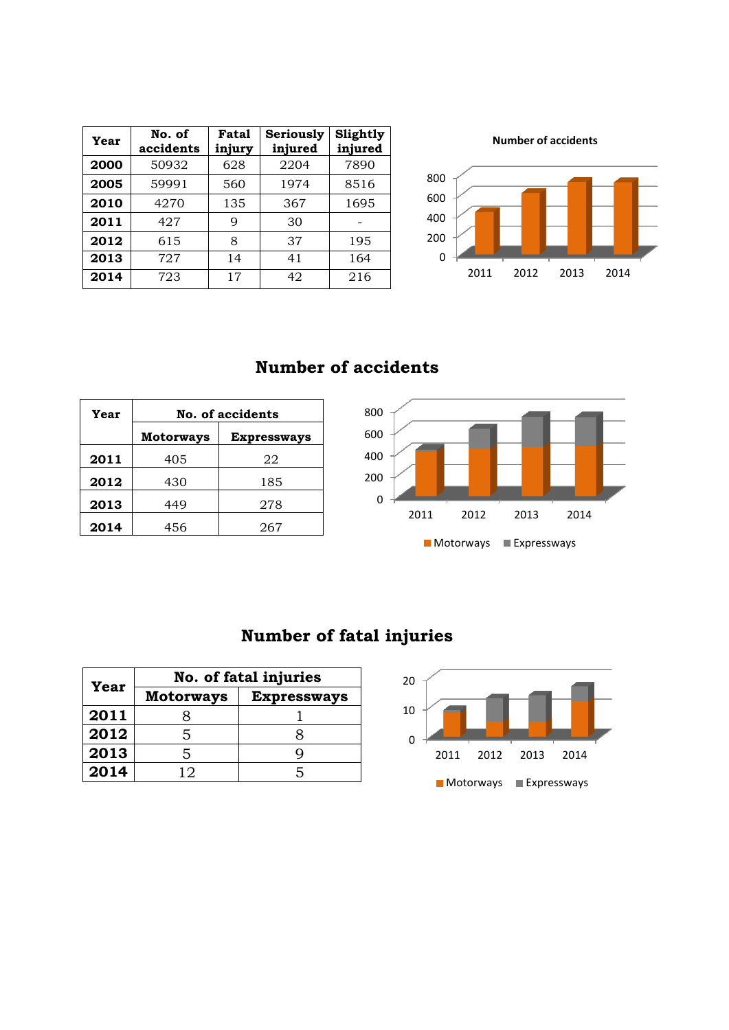| Year | No. of accidents | Fatal injury | Seriously injured | Slightly injured |
|---|---|---|---|---|
| **2000** | 50932 | 628 | 2204 | 7890 |
| **2005** | 59991 | 560 | 1974 | 8516 |
| **2010** | 4270 | 135 | 367 | 1695 |
| **2011** | 427 | 9 | 30 | - |
| **2012** | 615 | 8 | 37 | 195 |
| **2013** | 727 | 14 | 41 | 164 |
| **2014** | 723 | 17 | 42 | 216 |

## Number of accidents

| Year | No. of accidents | |
|---|---|---|
| | **Motorways** | **Expressways** |
| **2011** | 405 | 22 |
| **2012** | 430 | 185 |
| **2013** | 449 | 278 |
| **2014** | 456 | 267 |

## Number of fatal injuries

| Year | No. of fatal injuries | |
|---|---|---|
| | **Motorways** | **Expressways** |
| **2011** | 8 | 1 |
| **2012** | 5 | 8 |
| **2013** | 5 | 9 |
| **2014** | 12 | 5 |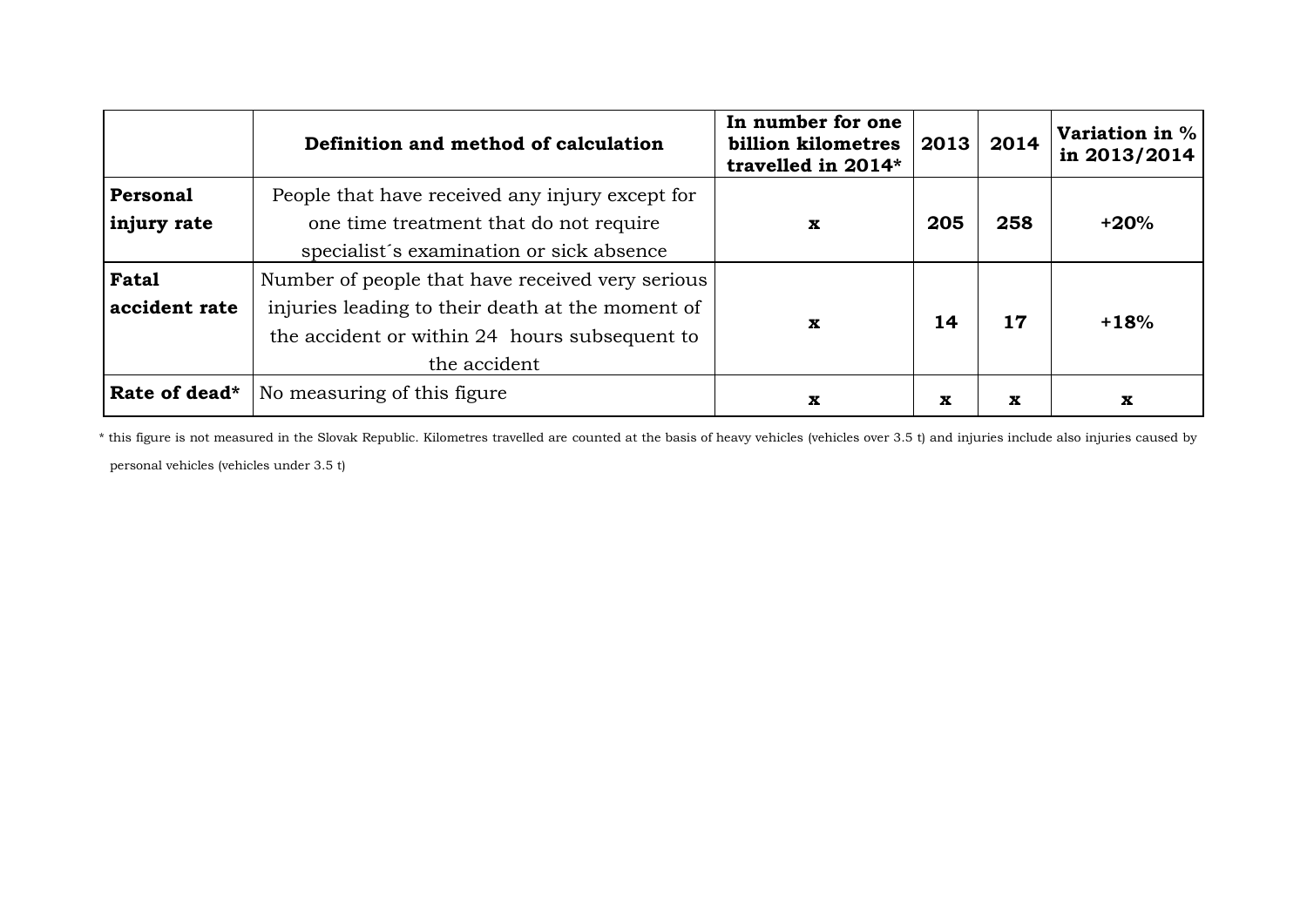| | Definition and method of calculation | In number for one billion kilometres travelled in 2014* | 2013 | 2014 | Variation in % in 2013/2014 |
|---|---|---|---|---|---|
| **Personal injury rate** | People that have received any injury except for one time treatment that do not require specialist´s examination or sick absence | **x** | **205** | **258** | **+20%** |
| **Fatal accident rate** | Number of people that have received very serious injuries leading to their death at the moment of the accident or within 24 hours subsequent to the accident | **x** | **14** | **17** | **+18%** |
| **Rate of dead*** | No measuring of this figure | **x** | **x** | **x** | **x** |

* this figure is not measured in the Slovak Republic. Kilometres travelled are counted at the basis of heavy vehicles (vehicles over 3.5 t) and injuries include also injuries caused by personal vehicles (vehicles under 3.5 t)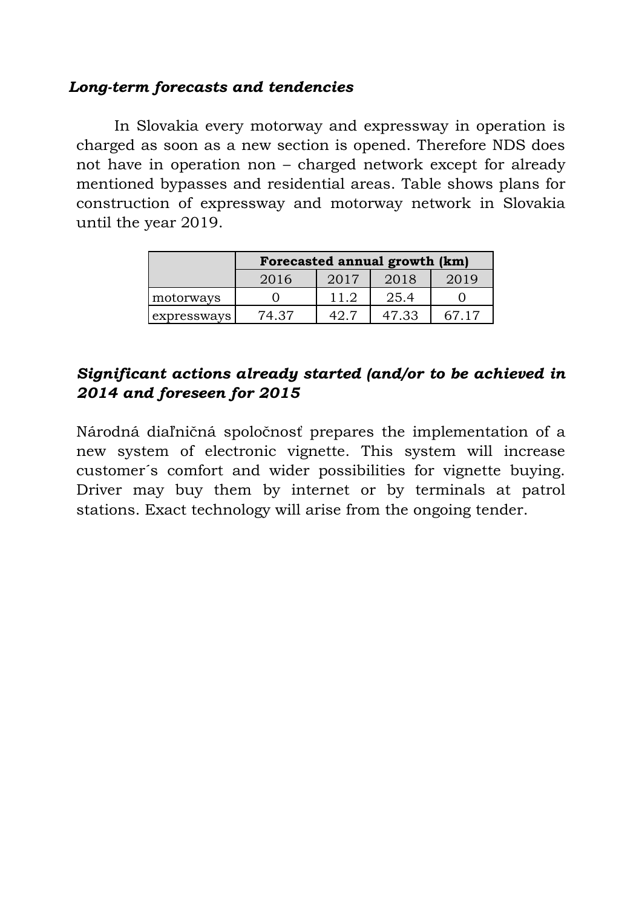### *Long-term forecasts and tendencies*

In Slovakia every motorway and expressway in operation is charged as soon as a new section is opened. Therefore NDS does not have in operation non – charged network except for already mentioned bypasses and residential areas. Table shows plans for construction of expressway and motorway network in Slovakia until the year 2019.

| | **Forecasted annual growth (km)** | | | |
|---|---|---|---|---|
| | 2016 | 2017 | 2018 | 2019 |
| motorways | 0 | 11.2 | 25.4 | 0 |
| expressways | 74.37 | 42.7 | 47.33 | 67.17 |

### *Significant actions already started (and/or to be achieved in 2014 and foreseen for 2015*

Národná diaľničná spoločnosť prepares the implementation of a new system of electronic vignette. This system will increase customer´s comfort and wider possibilities for vignette buying. Driver may buy them by internet or by terminals at patrol stations. Exact technology will arise from the ongoing tender.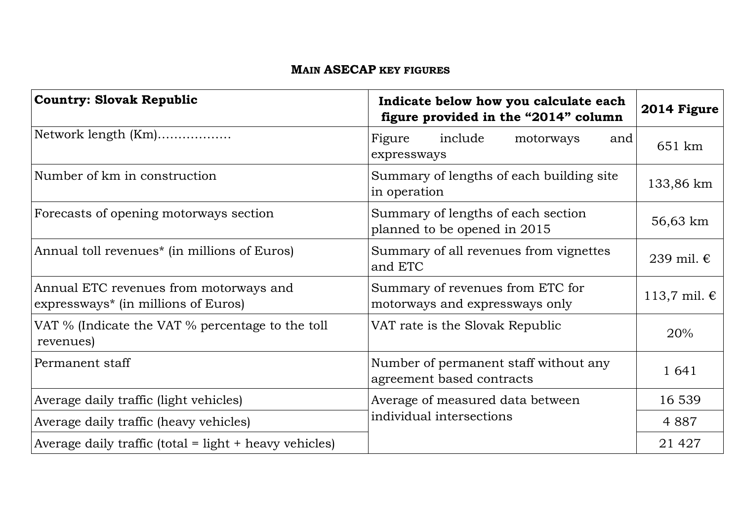## MAIN ASECAP KEY FIGURES

| Country: Slovak Republic | Indicate below how you calculate each figure provided in the "2014" column | 2014 Figure |
|---|---|---|
| Network length (Km)……………… | Figure include motorways and expressways | 651 km |
| Number of km in construction | Summary of lengths of each building site in operation | 133,86 km |
| Forecasts of opening motorways section | Summary of lengths of each section planned to be opened in 2015 | 56,63 km |
| Annual toll revenues* (in millions of Euros) | Summary of all revenues from vignettes and ETC | 239 mil. € |
| Annual ETC revenues from motorways and expressways* (in millions of Euros) | Summary of revenues from ETC for motorways and expressways only | 113,7 mil. € |
| VAT % (Indicate the VAT % percentage to the toll revenues) | VAT rate is the Slovak Republic | 20% |
| Permanent staff | Number of permanent staff without any agreement based contracts | 1 641 |
| Average daily traffic (light vehicles) | Average of measured data between individual intersections | 16 539 |
| Average daily traffic (heavy vehicles) | | 4 887 |
| Average daily traffic (total = light + heavy vehicles) | | 21 427 |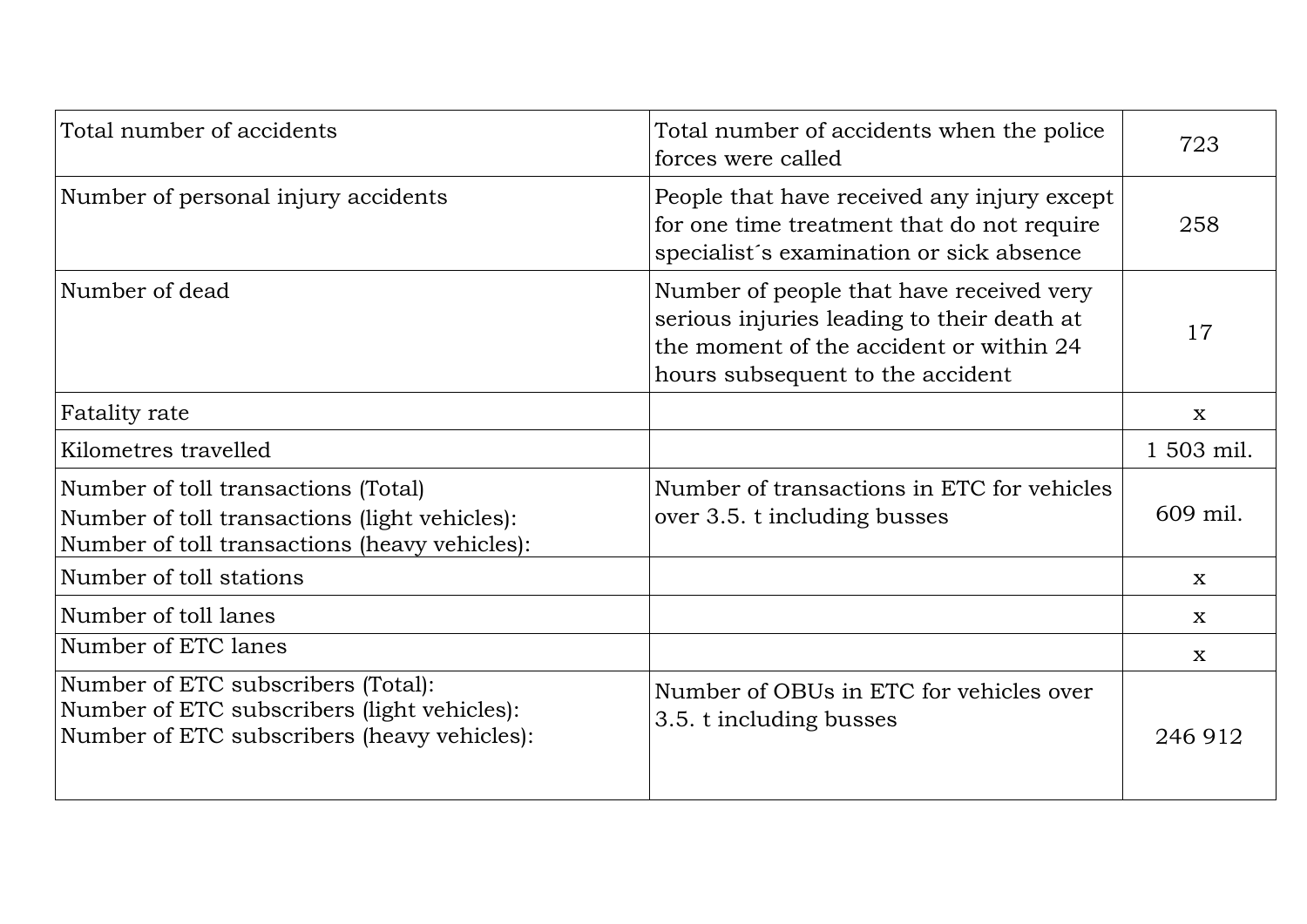| Total number of accidents | Total number of accidents when the police forces were called | 723 |
|---|---|---|
| Number of personal injury accidents | People that have received any injury except for one time treatment that do not require specialist´s examination or sick absence | 258 |
| Number of dead | Number of people that have received very serious injuries leading to their death at the moment of the accident or within 24 hours subsequent to the accident | 17 |
| Fatality rate | | x |
| Kilometres travelled | | 1 503 mil. |
| Number of toll transactions (Total)<br>Number of toll transactions (light vehicles):<br>Number of toll transactions (heavy vehicles): | Number of transactions in ETC for vehicles over 3.5. t including busses | 609 mil. |
| Number of toll stations | | x |
| Number of toll lanes | | x |
| Number of ETC lanes | | x |
| Number of ETC subscribers (Total):<br>Number of ETC subscribers (light vehicles):<br>Number of ETC subscribers (heavy vehicles): | Number of OBUs in ETC for vehicles over 3.5. t including busses | 246 912 |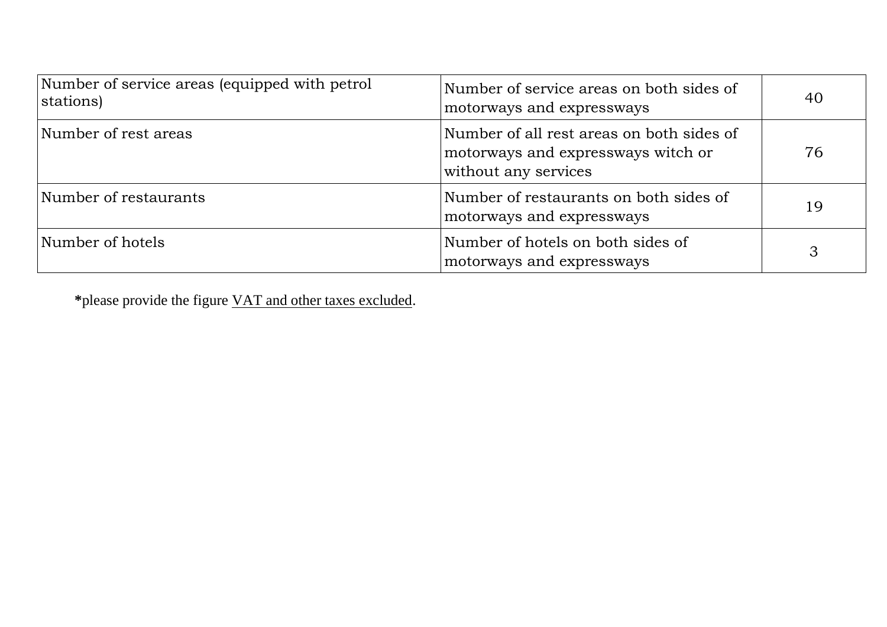| | | |
|---|---|---|
| Number of service areas (equipped with petrol stations) | Number of service areas on both sides of motorways and expressways | 40 |
| Number of rest areas | Number of all rest areas on both sides of motorways and expressways witch or without any services | 76 |
| Number of restaurants | Number of restaurants on both sides of motorways and expressways | 19 |
| Number of hotels | Number of hotels on both sides of motorways and expressways | 3 |

**\***please provide the figure VAT and other taxes excluded.